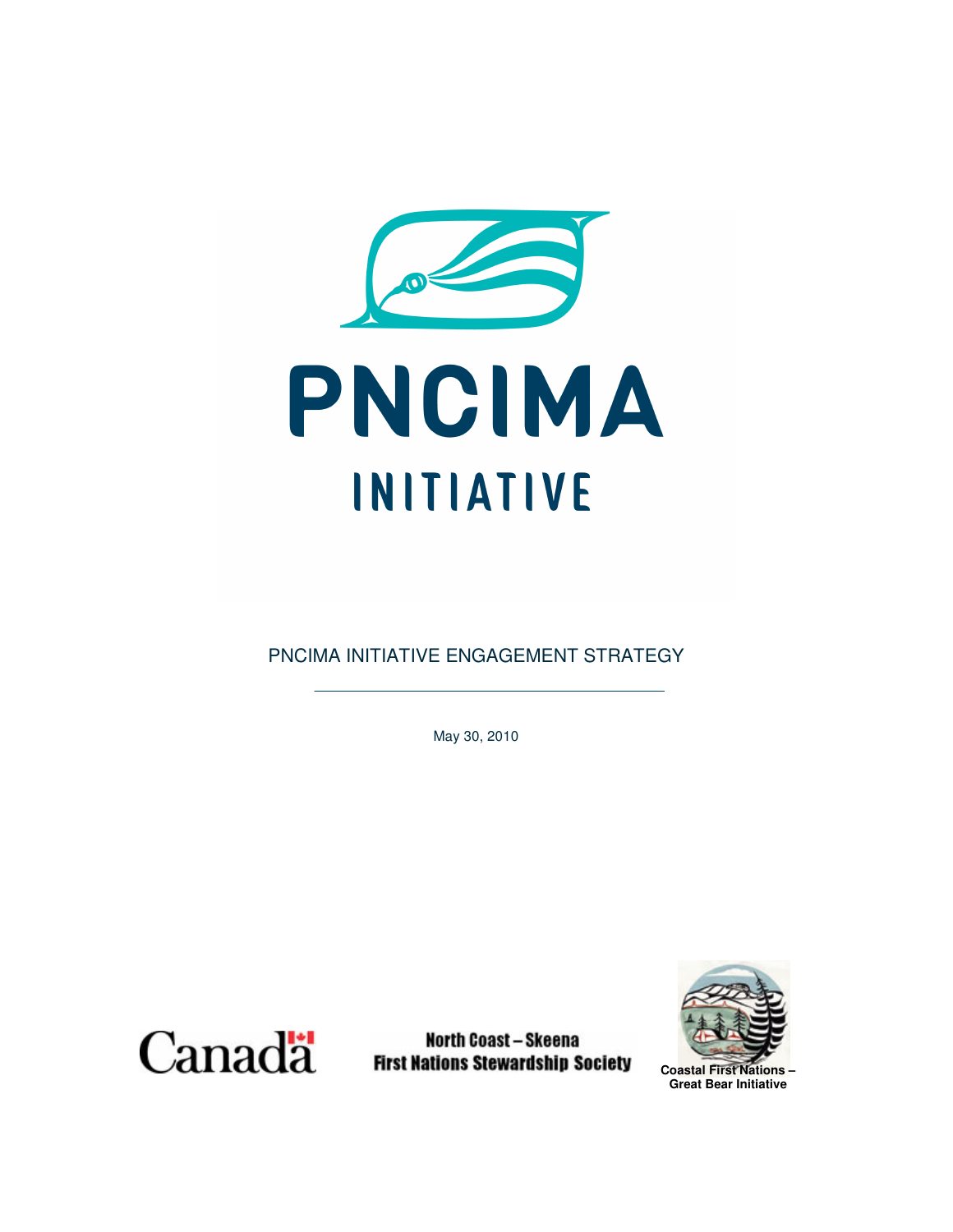# PNCIMA INITIATIVE

PNCIMA INITIATIVE ENGAGEMENT STRATEGY

May 30, 2010

Canada

North Coast – Skeena First Nations Stewardship Society

Coastal First Nations – Great Bear Initiative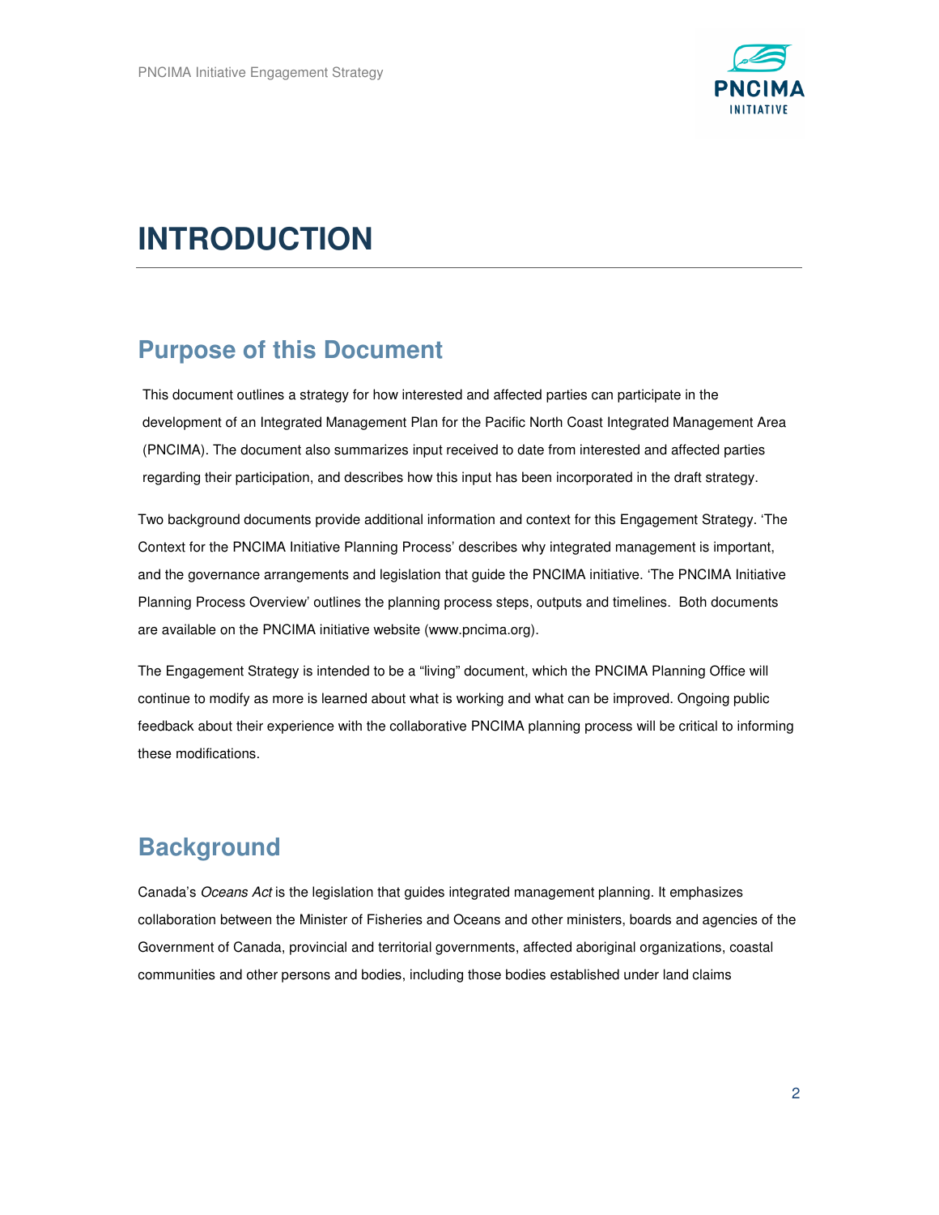# INTRODUCTION

## Purpose of this Document

This document outlines a strategy for how interested and affected parties can participate in the development of an Integrated Management Plan for the Pacific North Coast Integrated Management Area (PNCIMA). The document also summarizes input received to date from interested and affected parties regarding their participation, and describes how this input has been incorporated in the draft strategy.

Two background documents provide additional information and context for this Engagement Strategy. 'The Context for the PNCIMA Initiative Planning Process' describes why integrated management is important, and the governance arrangements and legislation that guide the PNCIMA initiative. 'The PNCIMA Initiative Planning Process Overview' outlines the planning process steps, outputs and timelines. Both documents are available on the PNCIMA initiative website (www.pncima.org).

The Engagement Strategy is intended to be a "living" document, which the PNCIMA Planning Office will continue to modify as more is learned about what is working and what can be improved. Ongoing public feedback about their experience with the collaborative PNCIMA planning process will be critical to informing these modifications.

## Background

Canada's *Oceans Act* is the legislation that guides integrated management planning. It emphasizes collaboration between the Minister of Fisheries and Oceans and other ministers, boards and agencies of the Government of Canada, provincial and territorial governments, affected aboriginal organizations, coastal communities and other persons and bodies, including those bodies established under land claims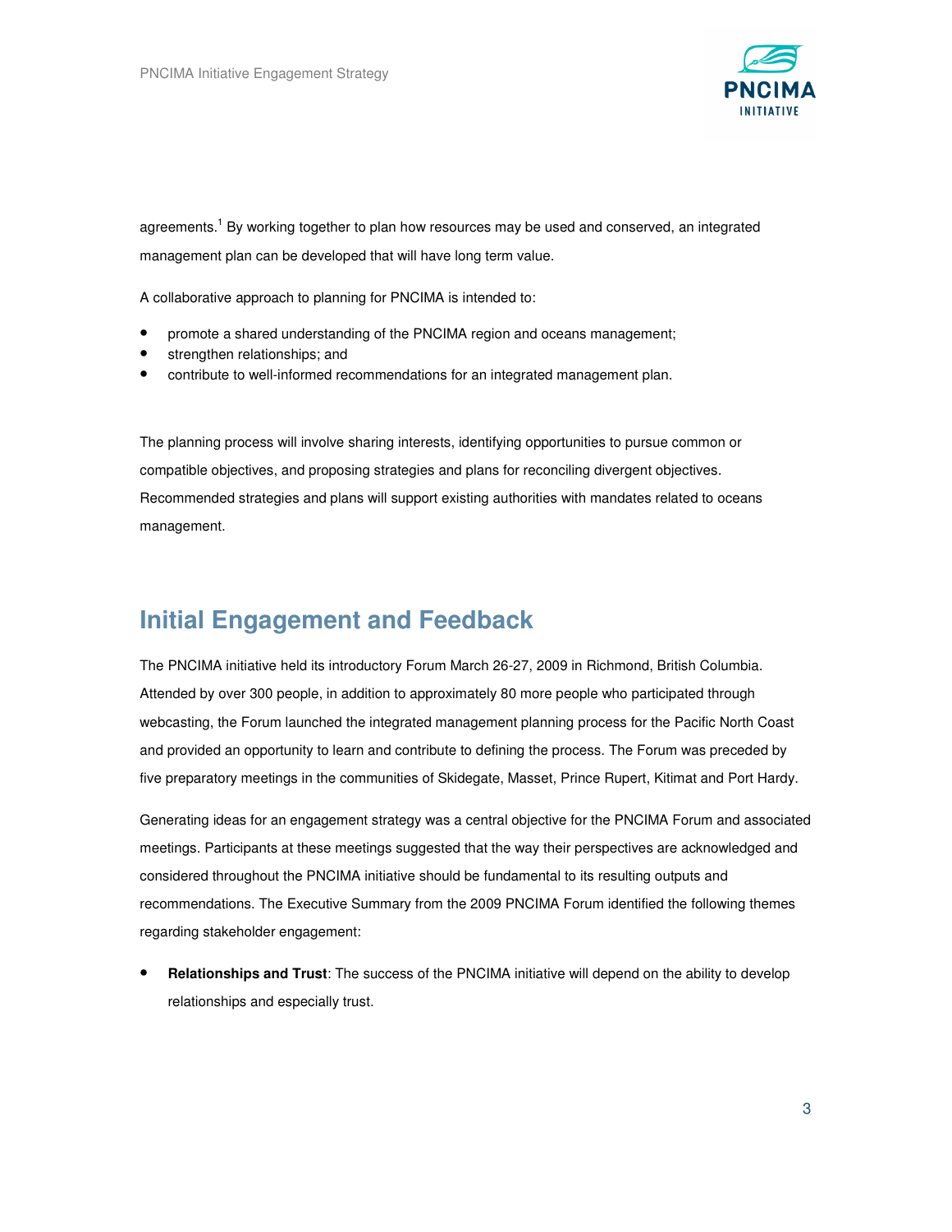agreements.[1] By working together to plan how resources may be used and conserved, an integrated management plan can be developed that will have long term value.

A collaborative approach to planning for PNCIMA is intended to:

- promote a shared understanding of the PNCIMA region and oceans management;
- strengthen relationships; and
- contribute to well-informed recommendations for an integrated management plan.

The planning process will involve sharing interests, identifying opportunities to pursue common or compatible objectives, and proposing strategies and plans for reconciling divergent objectives. Recommended strategies and plans will support existing authorities with mandates related to oceans management.

## Initial Engagement and Feedback

The PNCIMA initiative held its introductory Forum March 26-27, 2009 in Richmond, British Columbia. Attended by over 300 people, in addition to approximately 80 more people who participated through webcasting, the Forum launched the integrated management planning process for the Pacific North Coast and provided an opportunity to learn and contribute to defining the process. The Forum was preceded by five preparatory meetings in the communities of Skidegate, Masset, Prince Rupert, Kitimat and Port Hardy.

Generating ideas for an engagement strategy was a central objective for the PNCIMA Forum and associated meetings. Participants at these meetings suggested that the way their perspectives are acknowledged and considered throughout the PNCIMA initiative should be fundamental to its resulting outputs and recommendations. The Executive Summary from the 2009 PNCIMA Forum identified the following themes regarding stakeholder engagement:

- **Relationships and Trust**: The success of the PNCIMA initiative will depend on the ability to develop relationships and especially trust.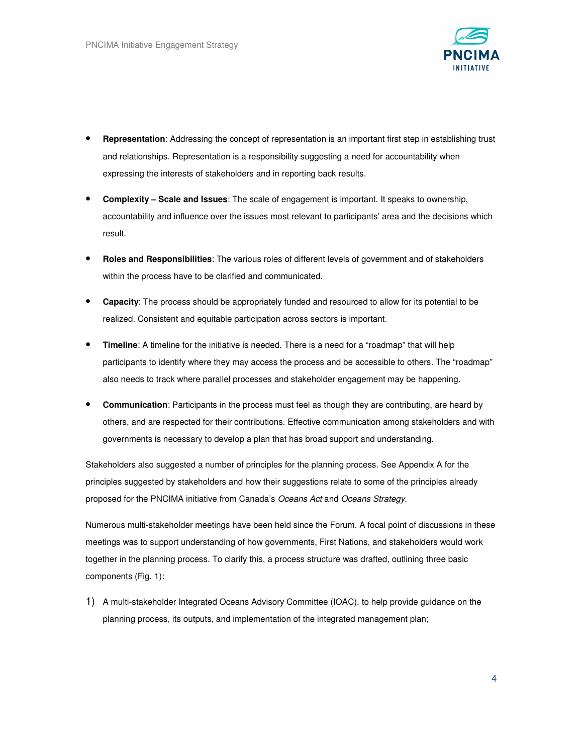- **Representation**: Addressing the concept of representation is an important first step in establishing trust and relationships. Representation is a responsibility suggesting a need for accountability when expressing the interests of stakeholders and in reporting back results.

- **Complexity – Scale and Issues**: The scale of engagement is important. It speaks to ownership, accountability and influence over the issues most relevant to participants' area and the decisions which result.

- **Roles and Responsibilities**: The various roles of different levels of government and of stakeholders within the process have to be clarified and communicated.

- **Capacity**: The process should be appropriately funded and resourced to allow for its potential to be realized. Consistent and equitable participation across sectors is important.

- **Timeline**: A timeline for the initiative is needed. There is a need for a "roadmap" that will help participants to identify where they may access the process and be accessible to others. The "roadmap" also needs to track where parallel processes and stakeholder engagement may be happening.

- **Communication**: Participants in the process must feel as though they are contributing, are heard by others, and are respected for their contributions. Effective communication among stakeholders and with governments is necessary to develop a plan that has broad support and understanding.

Stakeholders also suggested a number of principles for the planning process. See Appendix A for the principles suggested by stakeholders and how their suggestions relate to some of the principles already proposed for the PNCIMA initiative from Canada's *Oceans Act* and *Oceans Strategy*.

Numerous multi-stakeholder meetings have been held since the Forum. A focal point of discussions in these meetings was to support understanding of how governments, First Nations, and stakeholders would work together in the planning process. To clarify this, a process structure was drafted, outlining three basic components (Fig. 1):

1) A multi-stakeholder Integrated Oceans Advisory Committee (IOAC), to help provide guidance on the planning process, its outputs, and implementation of the integrated management plan;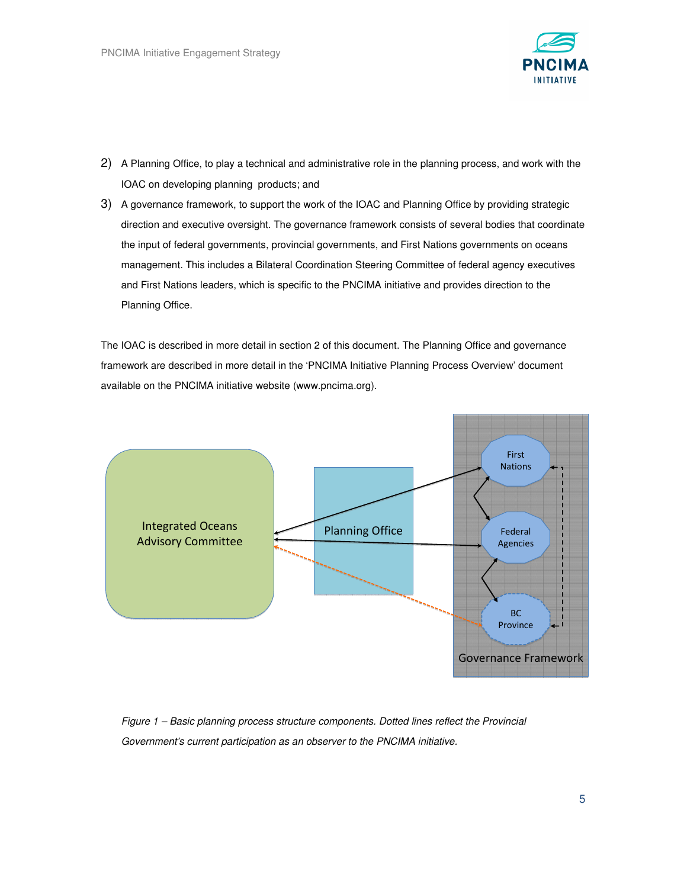2) A Planning Office, to play a technical and administrative role in the planning process, and work with the IOAC on developing planning products; and
3) A governance framework, to support the work of the IOAC and Planning Office by providing strategic direction and executive oversight. The governance framework consists of several bodies that coordinate the input of federal governments, provincial governments, and First Nations governments on oceans management. This includes a Bilateral Coordination Steering Committee of federal agency executives and First Nations leaders, which is specific to the PNCIMA initiative and provides direction to the Planning Office.

The IOAC is described in more detail in section 2 of this document. The Planning Office and governance framework are described in more detail in the 'PNCIMA Initiative Planning Process Overview' document available on the PNCIMA initiative website (www.pncima.org).

Integrated Oceans Advisory Committee

Planning Office

First Nations

Federal Agencies

BC Province

Governance Framework

*Figure 1 – Basic planning process structure components. Dotted lines reflect the Provincial Government's current participation as an observer to the PNCIMA initiative.*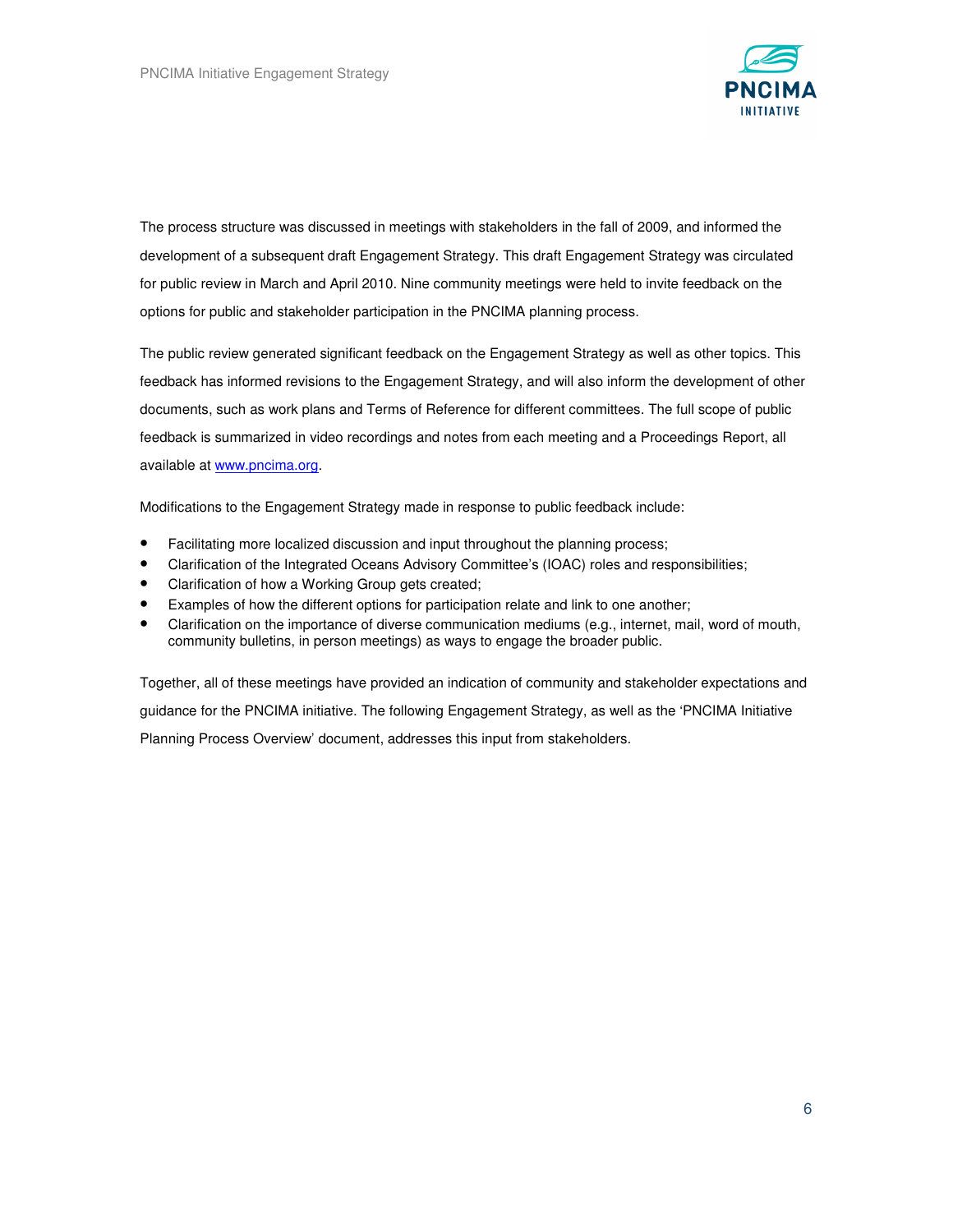The process structure was discussed in meetings with stakeholders in the fall of 2009, and informed the development of a subsequent draft Engagement Strategy. This draft Engagement Strategy was circulated for public review in March and April 2010. Nine community meetings were held to invite feedback on the options for public and stakeholder participation in the PNCIMA planning process.

The public review generated significant feedback on the Engagement Strategy as well as other topics. This feedback has informed revisions to the Engagement Strategy, and will also inform the development of other documents, such as work plans and Terms of Reference for different committees. The full scope of public feedback is summarized in video recordings and notes from each meeting and a Proceedings Report, all available at [www.pncima.org](http://www.pncima.org).

Modifications to the Engagement Strategy made in response to public feedback include:

- Facilitating more localized discussion and input throughout the planning process;
- Clarification of the Integrated Oceans Advisory Committee's (IOAC) roles and responsibilities;
- Clarification of how a Working Group gets created;
- Examples of how the different options for participation relate and link to one another;
- Clarification on the importance of diverse communication mediums (e.g., internet, mail, word of mouth, community bulletins, in person meetings) as ways to engage the broader public.

Together, all of these meetings have provided an indication of community and stakeholder expectations and guidance for the PNCIMA initiative. The following Engagement Strategy, as well as the 'PNCIMA Initiative Planning Process Overview' document, addresses this input from stakeholders.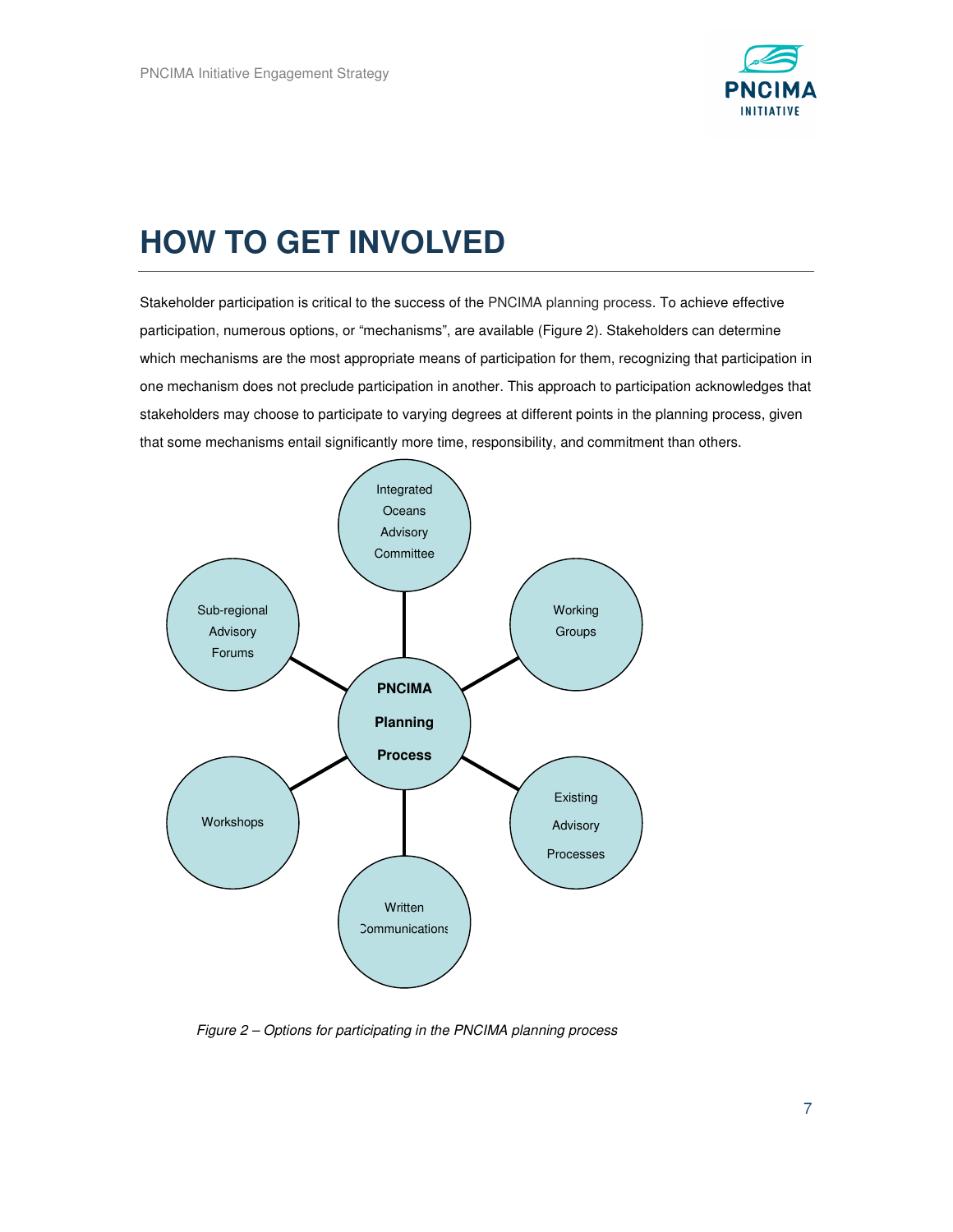# HOW TO GET INVOLVED

Stakeholder participation is critical to the success of the PNCIMA planning process. To achieve effective participation, numerous options, or "mechanisms", are available (Figure 2). Stakeholders can determine which mechanisms are the most appropriate means of participation for them, recognizing that participation in one mechanism does not preclude participation in another. This approach to participation acknowledges that stakeholders may choose to participate to varying degrees at different points in the planning process, given that some mechanisms entail significantly more time, responsibility, and commitment than others.

Integrated Oceans Advisory Committee

Working Groups

Sub-regional Advisory Forums

**PNCIMA Planning Process**

Workshops

Existing Advisory Processes

Written Communications

*Figure 2 – Options for participating in the PNCIMA planning process*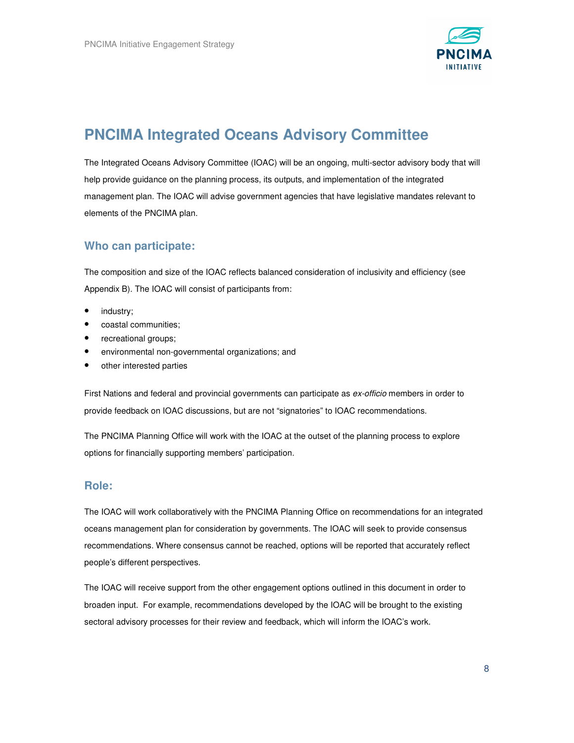# PNCIMA Integrated Oceans Advisory Committee

The Integrated Oceans Advisory Committee (IOAC) will be an ongoing, multi-sector advisory body that will help provide guidance on the planning process, its outputs, and implementation of the integrated management plan. The IOAC will advise government agencies that have legislative mandates relevant to elements of the PNCIMA plan.

## Who can participate:

The composition and size of the IOAC reflects balanced consideration of inclusivity and efficiency (see Appendix B). The IOAC will consist of participants from:

- industry;
- coastal communities;
- recreational groups;
- environmental non-governmental organizations; and
- other interested parties

First Nations and federal and provincial governments can participate as *ex-officio* members in order to provide feedback on IOAC discussions, but are not "signatories" to IOAC recommendations.

The PNCIMA Planning Office will work with the IOAC at the outset of the planning process to explore options for financially supporting members' participation.

## Role:

The IOAC will work collaboratively with the PNCIMA Planning Office on recommendations for an integrated oceans management plan for consideration by governments. The IOAC will seek to provide consensus recommendations. Where consensus cannot be reached, options will be reported that accurately reflect people's different perspectives.

The IOAC will receive support from the other engagement options outlined in this document in order to broaden input. For example, recommendations developed by the IOAC will be brought to the existing sectoral advisory processes for their review and feedback, which will inform the IOAC's work.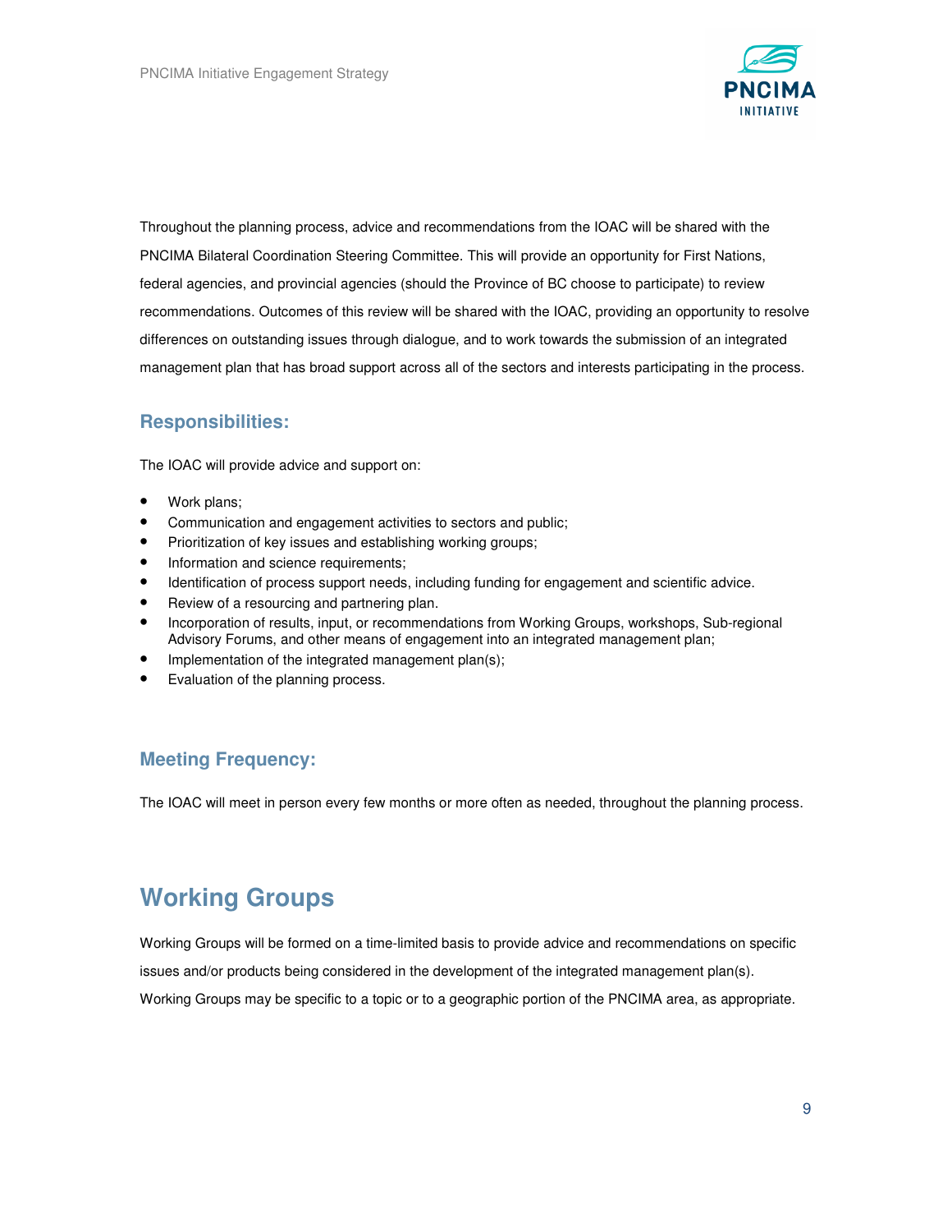Throughout the planning process, advice and recommendations from the IOAC will be shared with the PNCIMA Bilateral Coordination Steering Committee. This will provide an opportunity for First Nations, federal agencies, and provincial agencies (should the Province of BC choose to participate) to review recommendations. Outcomes of this review will be shared with the IOAC, providing an opportunity to resolve differences on outstanding issues through dialogue, and to work towards the submission of an integrated management plan that has broad support across all of the sectors and interests participating in the process.

### Responsibilities:

The IOAC will provide advice and support on:

- Work plans;
- Communication and engagement activities to sectors and public;
- Prioritization of key issues and establishing working groups;
- Information and science requirements;
- Identification of process support needs, including funding for engagement and scientific advice.
- Review of a resourcing and partnering plan.
- Incorporation of results, input, or recommendations from Working Groups, workshops, Sub-regional Advisory Forums, and other means of engagement into an integrated management plan;
- Implementation of the integrated management plan(s);
- Evaluation of the planning process.

### Meeting Frequency:

The IOAC will meet in person every few months or more often as needed, throughout the planning process.

## Working Groups

Working Groups will be formed on a time-limited basis to provide advice and recommendations on specific issues and/or products being considered in the development of the integrated management plan(s). Working Groups may be specific to a topic or to a geographic portion of the PNCIMA area, as appropriate.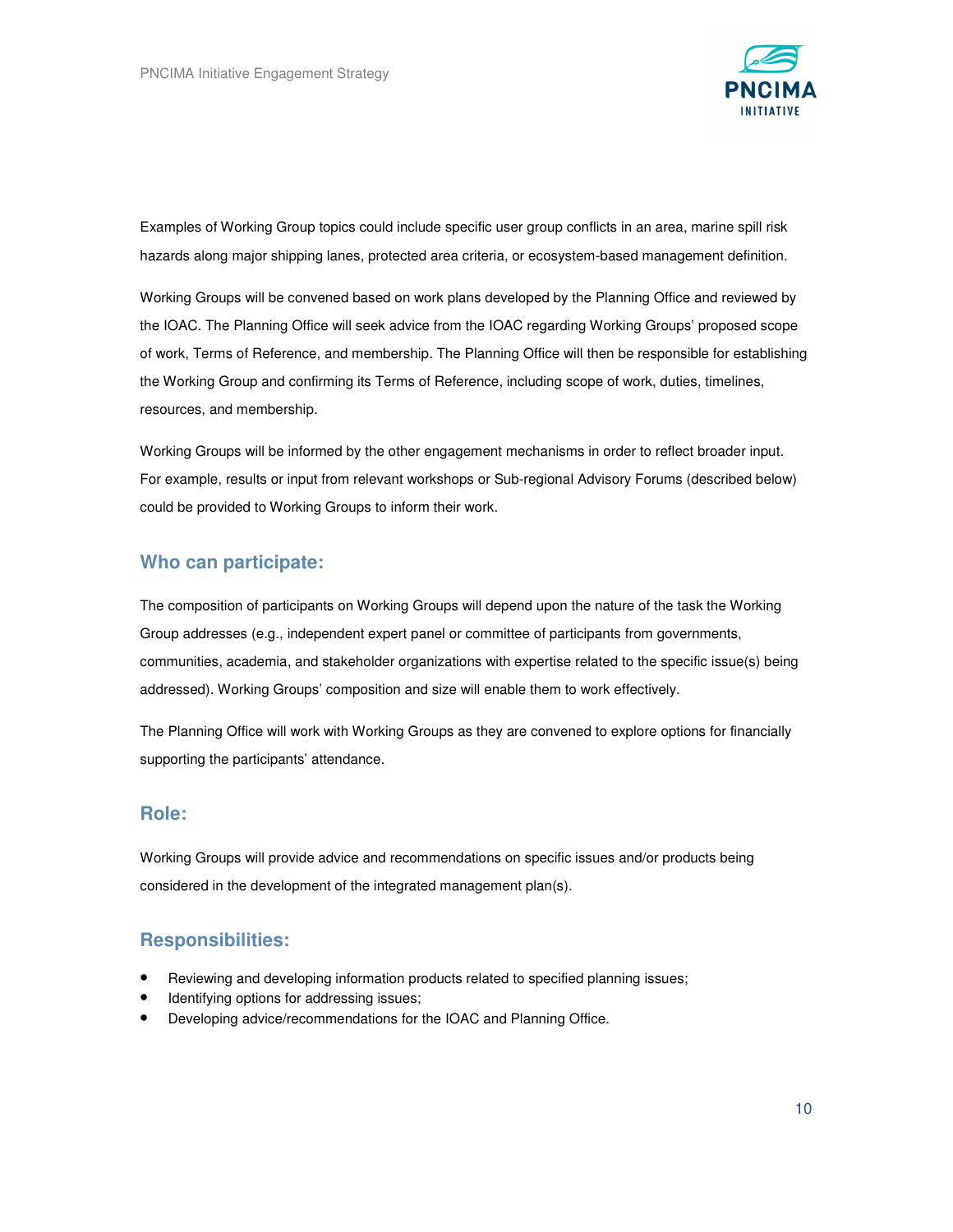Examples of Working Group topics could include specific user group conflicts in an area, marine spill risk hazards along major shipping lanes, protected area criteria, or ecosystem-based management definition.

Working Groups will be convened based on work plans developed by the Planning Office and reviewed by the IOAC. The Planning Office will seek advice from the IOAC regarding Working Groups' proposed scope of work, Terms of Reference, and membership. The Planning Office will then be responsible for establishing the Working Group and confirming its Terms of Reference, including scope of work, duties, timelines, resources, and membership.

Working Groups will be informed by the other engagement mechanisms in order to reflect broader input. For example, results or input from relevant workshops or Sub-regional Advisory Forums (described below) could be provided to Working Groups to inform their work.

### Who can participate:

The composition of participants on Working Groups will depend upon the nature of the task the Working Group addresses (e.g., independent expert panel or committee of participants from governments, communities, academia, and stakeholder organizations with expertise related to the specific issue(s) being addressed). Working Groups' composition and size will enable them to work effectively.

The Planning Office will work with Working Groups as they are convened to explore options for financially supporting the participants' attendance.

### Role:

Working Groups will provide advice and recommendations on specific issues and/or products being considered in the development of the integrated management plan(s).

### Responsibilities:

- Reviewing and developing information products related to specified planning issues;
- Identifying options for addressing issues;
- Developing advice/recommendations for the IOAC and Planning Office.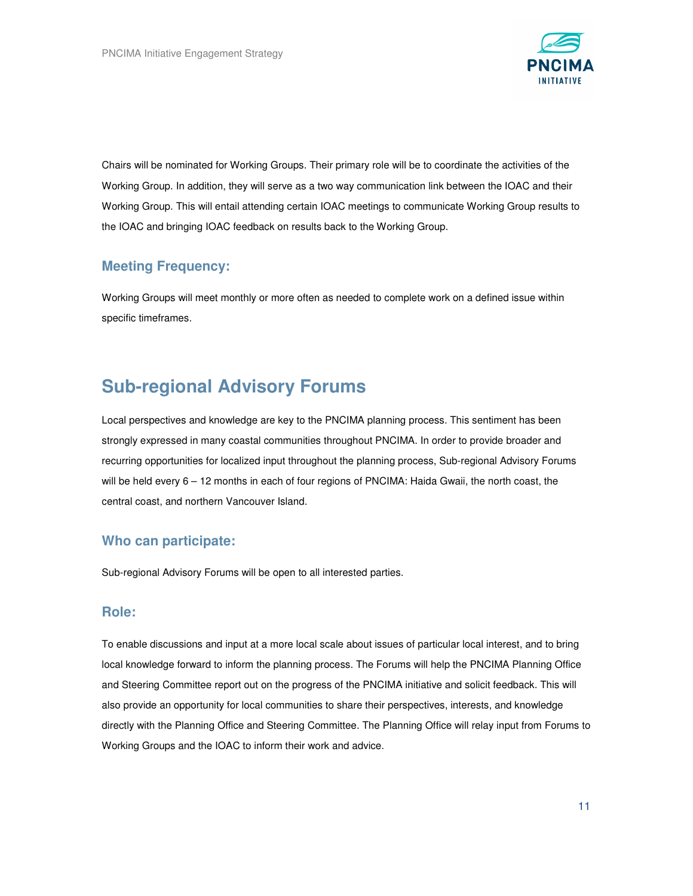Chairs will be nominated for Working Groups. Their primary role will be to coordinate the activities of the Working Group. In addition, they will serve as a two way communication link between the IOAC and their Working Group. This will entail attending certain IOAC meetings to communicate Working Group results to the IOAC and bringing IOAC feedback on results back to the Working Group.

### Meeting Frequency:

Working Groups will meet monthly or more often as needed to complete work on a defined issue within specific timeframes.

## Sub-regional Advisory Forums

Local perspectives and knowledge are key to the PNCIMA planning process. This sentiment has been strongly expressed in many coastal communities throughout PNCIMA. In order to provide broader and recurring opportunities for localized input throughout the planning process, Sub-regional Advisory Forums will be held every 6 – 12 months in each of four regions of PNCIMA: Haida Gwaii, the north coast, the central coast, and northern Vancouver Island.

### Who can participate:

Sub-regional Advisory Forums will be open to all interested parties.

### Role:

To enable discussions and input at a more local scale about issues of particular local interest, and to bring local knowledge forward to inform the planning process. The Forums will help the PNCIMA Planning Office and Steering Committee report out on the progress of the PNCIMA initiative and solicit feedback. This will also provide an opportunity for local communities to share their perspectives, interests, and knowledge directly with the Planning Office and Steering Committee. The Planning Office will relay input from Forums to Working Groups and the IOAC to inform their work and advice.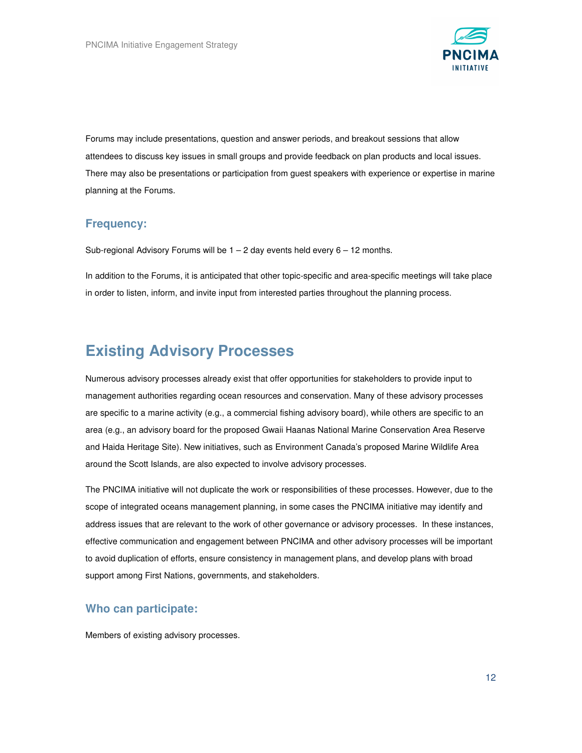Forums may include presentations, question and answer periods, and breakout sessions that allow attendees to discuss key issues in small groups and provide feedback on plan products and local issues. There may also be presentations or participation from guest speakers with experience or expertise in marine planning at the Forums.

### Frequency:

Sub-regional Advisory Forums will be 1 – 2 day events held every 6 – 12 months.

In addition to the Forums, it is anticipated that other topic-specific and area-specific meetings will take place in order to listen, inform, and invite input from interested parties throughout the planning process.

## Existing Advisory Processes

Numerous advisory processes already exist that offer opportunities for stakeholders to provide input to management authorities regarding ocean resources and conservation. Many of these advisory processes are specific to a marine activity (e.g., a commercial fishing advisory board), while others are specific to an area (e.g., an advisory board for the proposed Gwaii Haanas National Marine Conservation Area Reserve and Haida Heritage Site). New initiatives, such as Environment Canada's proposed Marine Wildlife Area around the Scott Islands, are also expected to involve advisory processes.

The PNCIMA initiative will not duplicate the work or responsibilities of these processes. However, due to the scope of integrated oceans management planning, in some cases the PNCIMA initiative may identify and address issues that are relevant to the work of other governance or advisory processes. In these instances, effective communication and engagement between PNCIMA and other advisory processes will be important to avoid duplication of efforts, ensure consistency in management plans, and develop plans with broad support among First Nations, governments, and stakeholders.

### Who can participate:

Members of existing advisory processes.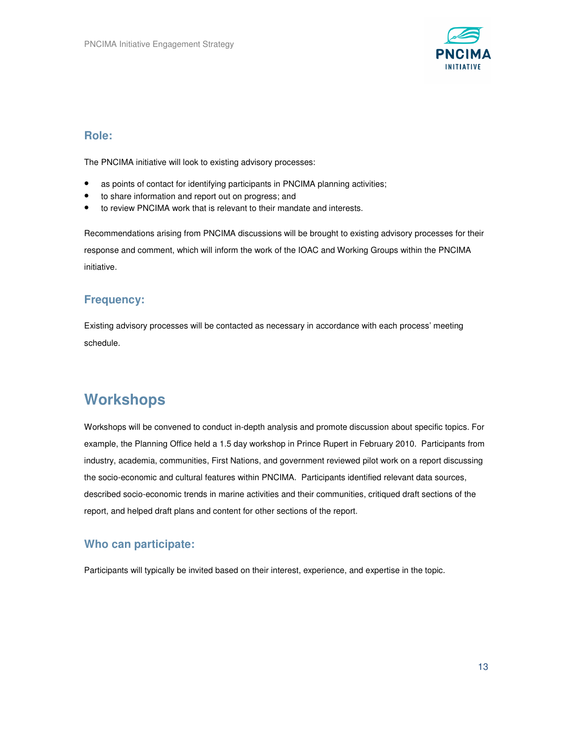### Role:

The PNCIMA initiative will look to existing advisory processes:

- as points of contact for identifying participants in PNCIMA planning activities;
- to share information and report out on progress; and
- to review PNCIMA work that is relevant to their mandate and interests.

Recommendations arising from PNCIMA discussions will be brought to existing advisory processes for their response and comment, which will inform the work of the IOAC and Working Groups within the PNCIMA initiative.

### Frequency:

Existing advisory processes will be contacted as necessary in accordance with each process' meeting schedule.

## Workshops

Workshops will be convened to conduct in-depth analysis and promote discussion about specific topics. For example, the Planning Office held a 1.5 day workshop in Prince Rupert in February 2010. Participants from industry, academia, communities, First Nations, and government reviewed pilot work on a report discussing the socio-economic and cultural features within PNCIMA. Participants identified relevant data sources, described socio-economic trends in marine activities and their communities, critiqued draft sections of the report, and helped draft plans and content for other sections of the report.

### Who can participate:

Participants will typically be invited based on their interest, experience, and expertise in the topic.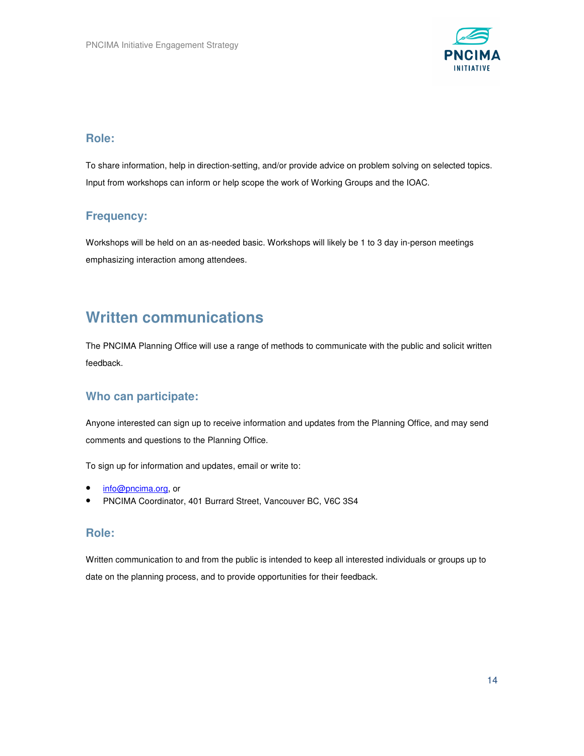### Role:

To share information, help in direction-setting, and/or provide advice on problem solving on selected topics. Input from workshops can inform or help scope the work of Working Groups and the IOAC.

### Frequency:

Workshops will be held on an as-needed basic. Workshops will likely be 1 to 3 day in-person meetings emphasizing interaction among attendees.

## Written communications

The PNCIMA Planning Office will use a range of methods to communicate with the public and solicit written feedback.

### Who can participate:

Anyone interested can sign up to receive information and updates from the Planning Office, and may send comments and questions to the Planning Office.

To sign up for information and updates, email or write to:

- info@pncima.org, or
- PNCIMA Coordinator, 401 Burrard Street, Vancouver BC, V6C 3S4

### Role:

Written communication to and from the public is intended to keep all interested individuals or groups up to date on the planning process, and to provide opportunities for their feedback.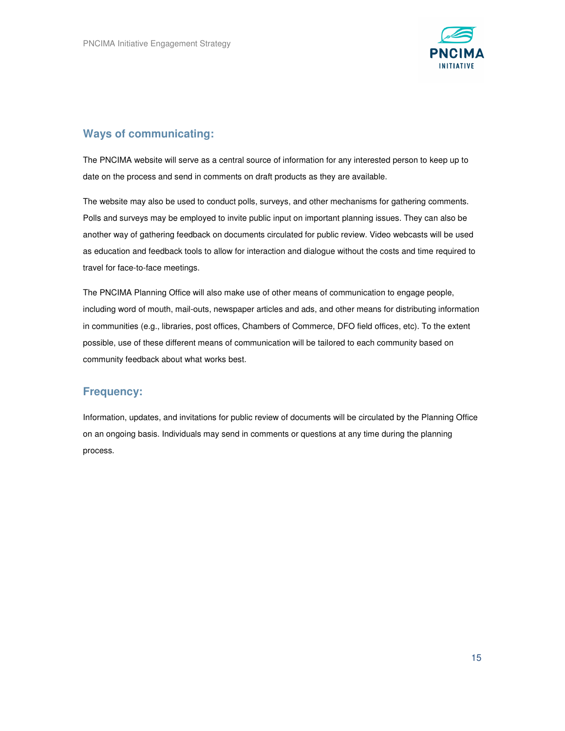## Ways of communicating:

The PNCIMA website will serve as a central source of information for any interested person to keep up to date on the process and send in comments on draft products as they are available.

The website may also be used to conduct polls, surveys, and other mechanisms for gathering comments. Polls and surveys may be employed to invite public input on important planning issues. They can also be another way of gathering feedback on documents circulated for public review. Video webcasts will be used as education and feedback tools to allow for interaction and dialogue without the costs and time required to travel for face-to-face meetings.

The PNCIMA Planning Office will also make use of other means of communication to engage people, including word of mouth, mail-outs, newspaper articles and ads, and other means for distributing information in communities (e.g., libraries, post offices, Chambers of Commerce, DFO field offices, etc). To the extent possible, use of these different means of communication will be tailored to each community based on community feedback about what works best.

## Frequency:

Information, updates, and invitations for public review of documents will be circulated by the Planning Office on an ongoing basis. Individuals may send in comments or questions at any time during the planning process.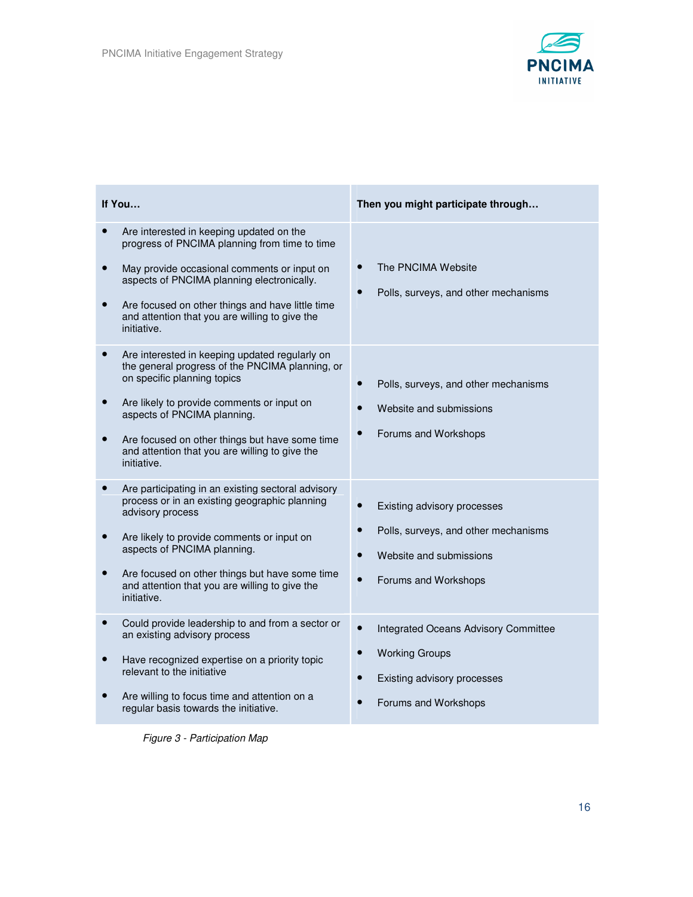| If You… | Then you might participate through… |
|---|---|
| • Are interested in keeping updated on the progress of PNCIMA planning from time to time<br>• May provide occasional comments or input on aspects of PNCIMA planning electronically.<br>• Are focused on other things and have little time and attention that you are willing to give the initiative. | • The PNCIMA Website<br>• Polls, surveys, and other mechanisms |
| • Are interested in keeping updated regularly on the general progress of the PNCIMA planning, or on specific planning topics<br>• Are likely to provide comments or input on aspects of PNCIMA planning.<br>• Are focused on other things but have some time and attention that you are willing to give the initiative. | • Polls, surveys, and other mechanisms<br>• Website and submissions<br>• Forums and Workshops |
| • Are participating in an existing sectoral advisory process or in an existing geographic planning advisory process<br>• Are likely to provide comments or input on aspects of PNCIMA planning.<br>• Are focused on other things but have some time and attention that you are willing to give the initiative. | • Existing advisory processes<br>• Polls, surveys, and other mechanisms<br>• Website and submissions<br>• Forums and Workshops |
| • Could provide leadership to and from a sector or an existing advisory process<br>• Have recognized expertise on a priority topic relevant to the initiative<br>• Are willing to focus time and attention on a regular basis towards the initiative. | • Integrated Oceans Advisory Committee<br>• Working Groups<br>• Existing advisory processes<br>• Forums and Workshops |

*Figure 3 - Participation Map*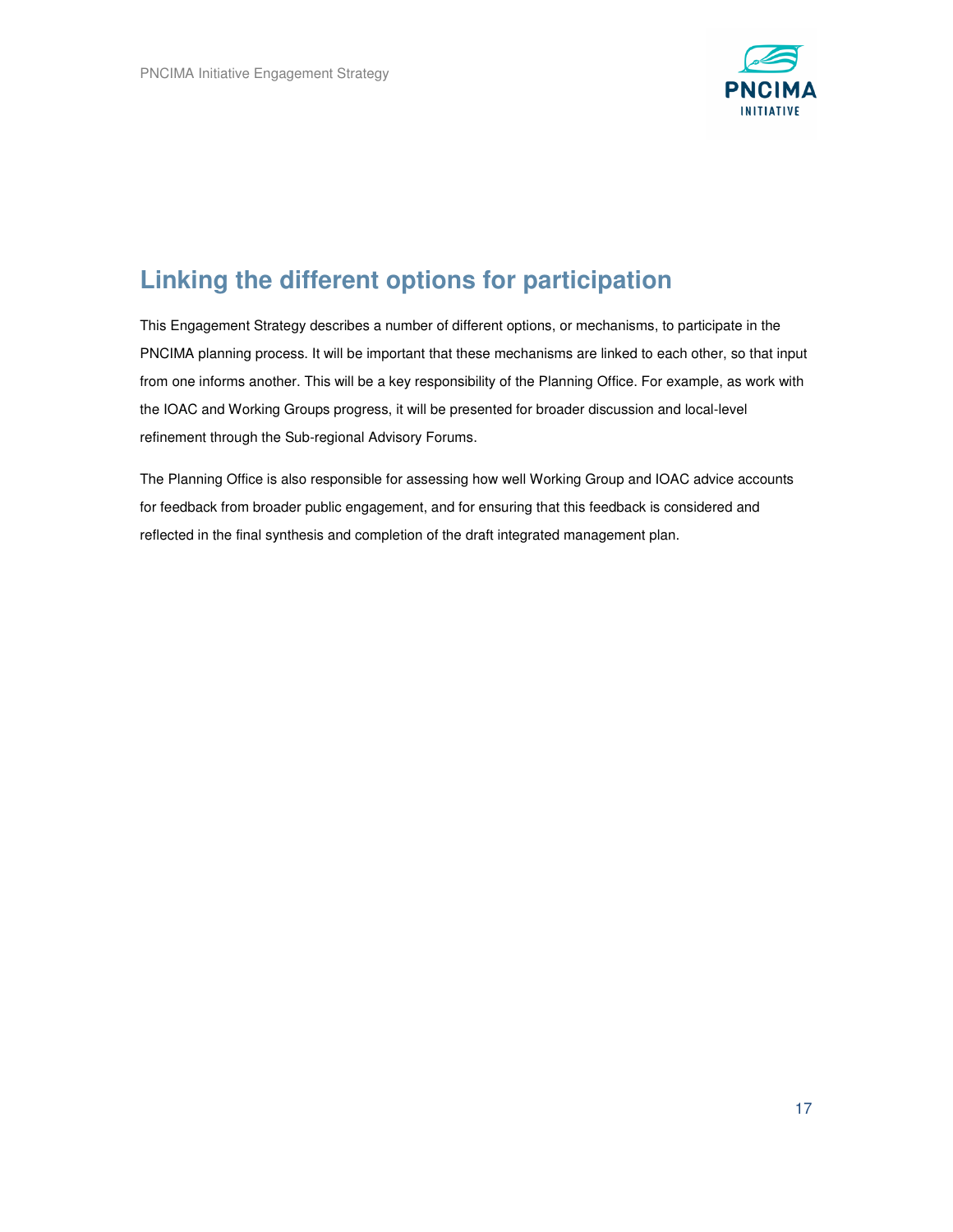## Linking the different options for participation

This Engagement Strategy describes a number of different options, or mechanisms, to participate in the PNCIMA planning process. It will be important that these mechanisms are linked to each other, so that input from one informs another. This will be a key responsibility of the Planning Office. For example, as work with the IOAC and Working Groups progress, it will be presented for broader discussion and local-level refinement through the Sub-regional Advisory Forums.

The Planning Office is also responsible for assessing how well Working Group and IOAC advice accounts for feedback from broader public engagement, and for ensuring that this feedback is considered and reflected in the final synthesis and completion of the draft integrated management plan.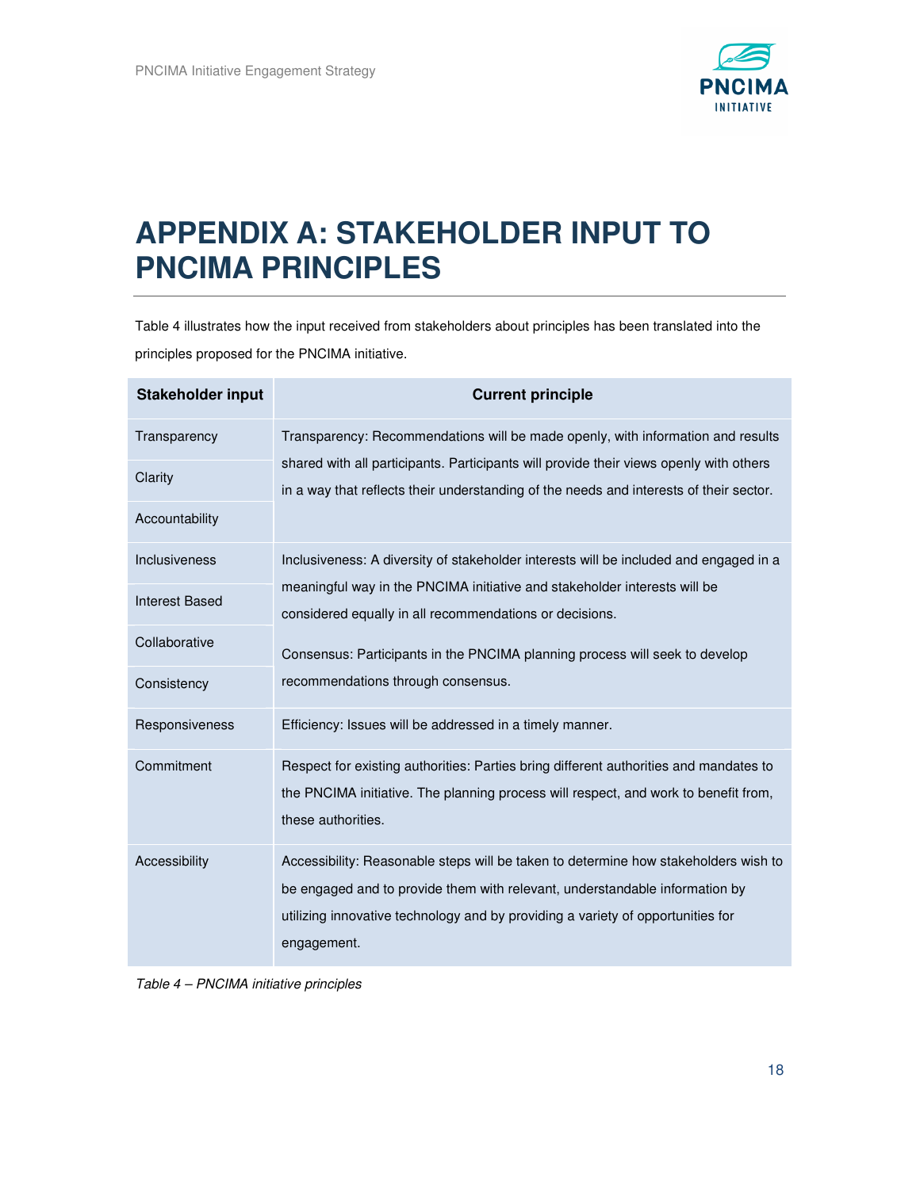# APPENDIX A: STAKEHOLDER INPUT TO PNCIMA PRINCIPLES

Table 4 illustrates how the input received from stakeholders about principles has been translated into the principles proposed for the PNCIMA initiative.

| Stakeholder input | Current principle |
|---|---|
| Transparency<br>Clarity<br>Accountability | Transparency: Recommendations will be made openly, with information and results shared with all participants. Participants will provide their views openly with others in a way that reflects their understanding of the needs and interests of their sector. |
| Inclusiveness<br>Interest Based<br>Collaborative<br>Consistency | Inclusiveness: A diversity of stakeholder interests will be included and engaged in a meaningful way in the PNCIMA initiative and stakeholder interests will be considered equally in all recommendations or decisions.<br><br>Consensus: Participants in the PNCIMA planning process will seek to develop recommendations through consensus. |
| Responsiveness | Efficiency: Issues will be addressed in a timely manner. |
| Commitment | Respect for existing authorities: Parties bring different authorities and mandates to the PNCIMA initiative. The planning process will respect, and work to benefit from, these authorities. |
| Accessibility | Accessibility: Reasonable steps will be taken to determine how stakeholders wish to be engaged and to provide them with relevant, understandable information by utilizing innovative technology and by providing a variety of opportunities for engagement. |

*Table 4 – PNCIMA initiative principles*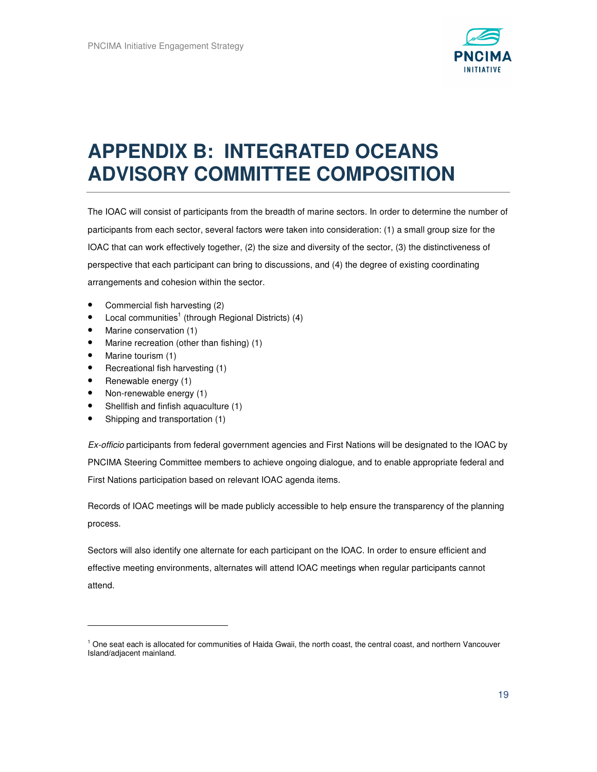# APPENDIX B: INTEGRATED OCEANS ADVISORY COMMITTEE COMPOSITION

The IOAC will consist of participants from the breadth of marine sectors. In order to determine the number of participants from each sector, several factors were taken into consideration: (1) a small group size for the IOAC that can work effectively together, (2) the size and diversity of the sector, (3) the distinctiveness of perspective that each participant can bring to discussions, and (4) the degree of existing coordinating arrangements and cohesion within the sector.

- Commercial fish harvesting (2)
- Local communities[1] (through Regional Districts) (4)
- Marine conservation (1)
- Marine recreation (other than fishing) (1)
- Marine tourism (1)
- Recreational fish harvesting (1)
- Renewable energy (1)
- Non-renewable energy (1)
- Shellfish and finfish aquaculture (1)
- Shipping and transportation (1)

*Ex-officio* participants from federal government agencies and First Nations will be designated to the IOAC by PNCIMA Steering Committee members to achieve ongoing dialogue, and to enable appropriate federal and First Nations participation based on relevant IOAC agenda items.

Records of IOAC meetings will be made publicly accessible to help ensure the transparency of the planning process.

Sectors will also identify one alternate for each participant on the IOAC. In order to ensure efficient and effective meeting environments, alternates will attend IOAC meetings when regular participants cannot attend.

---

[1] One seat each is allocated for communities of Haida Gwaii, the north coast, the central coast, and northern Vancouver Island/adjacent mainland.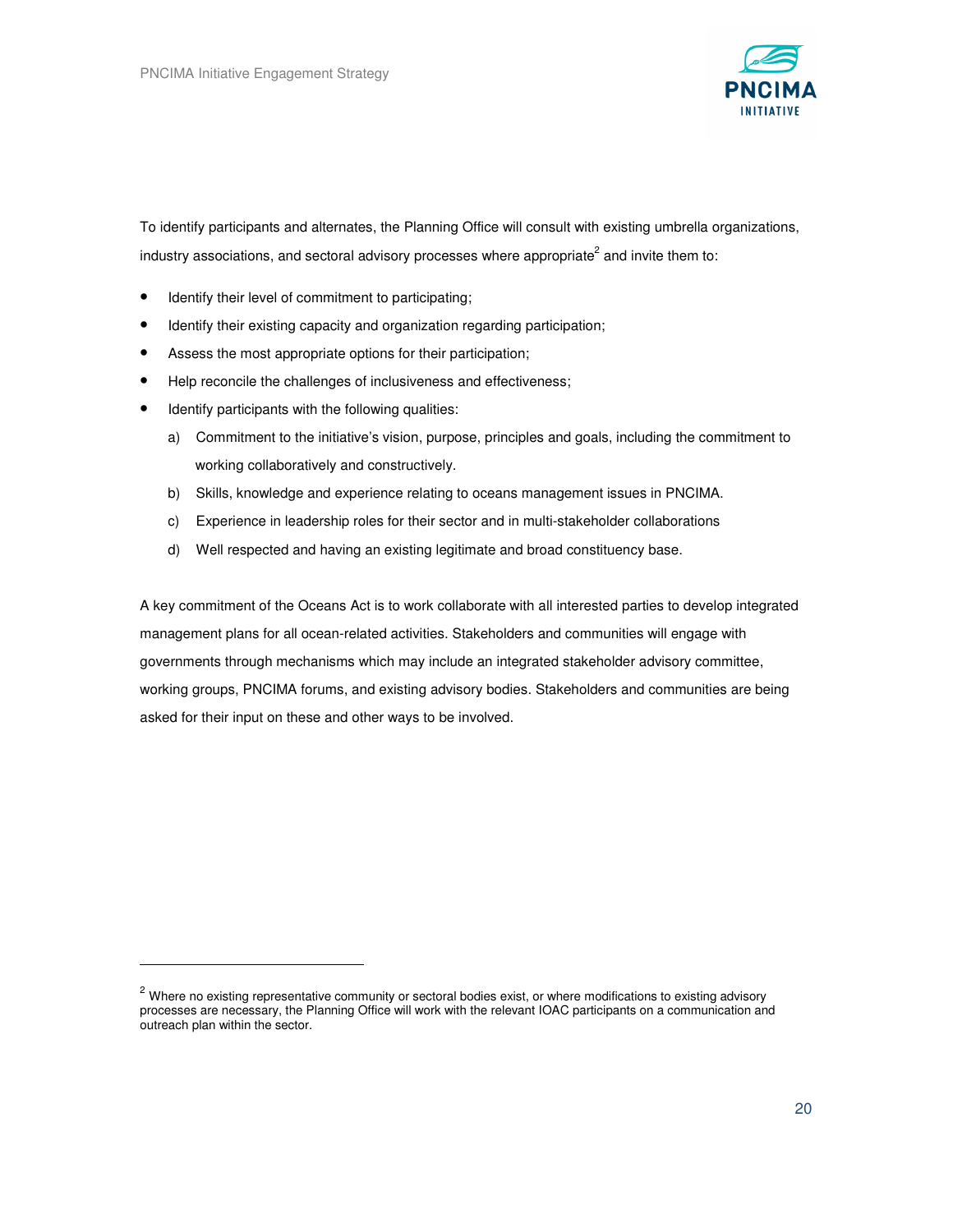To identify participants and alternates, the Planning Office will consult with existing umbrella organizations, industry associations, and sectoral advisory processes where appropriate[2] and invite them to:

- Identify their level of commitment to participating;
- Identify their existing capacity and organization regarding participation;
- Assess the most appropriate options for their participation;
- Help reconcile the challenges of inclusiveness and effectiveness;
- Identify participants with the following qualities:
  a) Commitment to the initiative's vision, purpose, principles and goals, including the commitment to working collaboratively and constructively.
  b) Skills, knowledge and experience relating to oceans management issues in PNCIMA.
  c) Experience in leadership roles for their sector and in multi-stakeholder collaborations
  d) Well respected and having an existing legitimate and broad constituency base.

A key commitment of the Oceans Act is to work collaborate with all interested parties to develop integrated management plans for all ocean-related activities. Stakeholders and communities will engage with governments through mechanisms which may include an integrated stakeholder advisory committee, working groups, PNCIMA forums, and existing advisory bodies. Stakeholders and communities are being asked for their input on these and other ways to be involved.

---

[2] Where no existing representative community or sectoral bodies exist, or where modifications to existing advisory processes are necessary, the Planning Office will work with the relevant IOAC participants on a communication and outreach plan within the sector.